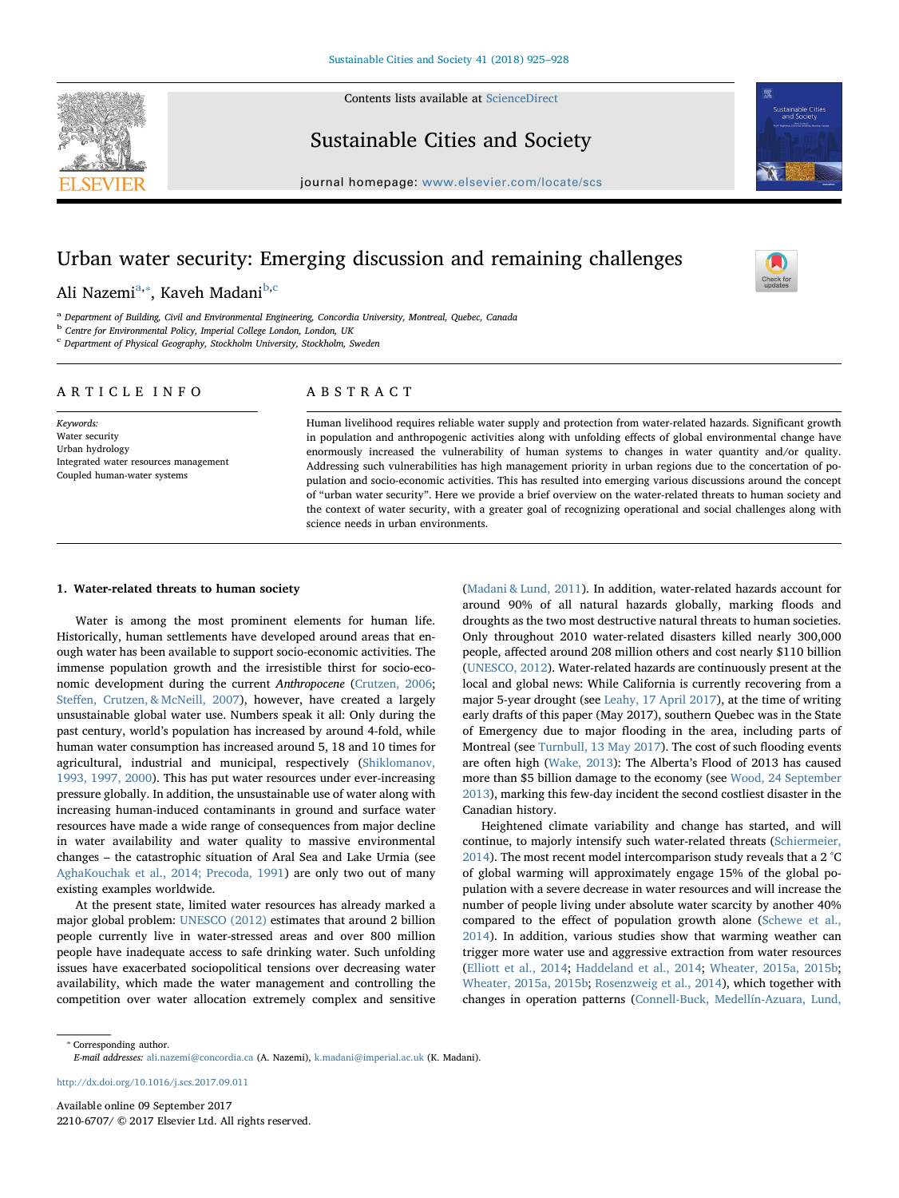# Urban water security: Emerging discussion and remaining challenges

Ali Nazemi[a,*], Kaveh Madani[b,c]

[a] Department of Building, Civil and Environmental Engineering, Concordia University, Montreal, Quebec, Canada
[b] Centre for Environmental Policy, Imperial College London, London, UK
[c] Department of Physical Geography, Stockholm University, Stockholm, Sweden

## ARTICLE INFO

*Keywords:*
Water security
Urban hydrology
Integrated water resources management
Coupled human-water systems

## ABSTRACT

Human livelihood requires reliable water supply and protection from water-related hazards. Significant growth in population and anthropogenic activities along with unfolding effects of global environmental change have enormously increased the vulnerability of human systems to changes in water quantity and/or quality. Addressing such vulnerabilities has high management priority in urban regions due to the concentration of population and socio-economic activities. This has resulted into emerging various discussions around the concept of "urban water security". Here we provide a brief overview on the water-related threats to human society and the context of water security, with a greater goal of recognizing operational and social challenges along with science needs in urban environments.

## 1. Water-related threats to human society

Water is among the most prominent elements for human life. Historically, human settlements have developed around areas that enough water has been available to support socio-economic activities. The immense population growth and the irresistible thirst for socio-economic development during the current *Anthropocene* (Crutzen, 2006; Steffen, Crutzen, & McNeill, 2007), however, have created a largely unsustainable global water use. Numbers speak it all: Only during the past century, world's population has increased by around 4-fold, while human water consumption has increased around 5, 18 and 10 times for agricultural, industrial and municipal, respectively (Shiklomanov, 1993, 1997, 2000). This has put water resources under ever-increasing pressure globally. In addition, the unsustainable use of water along with increasing human-induced contaminants in ground and surface water resources have made a wide range of consequences from major decline in water availability and water quality to massive environmental changes – the catastrophic situation of Aral Sea and Lake Urmia (see AghaKouchak et al., 2014; Precoda, 1991) are only two out of many existing examples worldwide.

At the present state, limited water resources has already marked a major global problem: UNESCO (2012) estimates that around 2 billion people currently live in water-stressed areas and over 800 million people have inadequate access to safe drinking water. Such unfolding issues have exacerbated sociopolitical tensions over decreasing water availability, which made the water management and controlling the competition over water allocation extremely complex and sensitive (Madani & Lund, 2011). In addition, water-related hazards account for around 90% of all natural hazards globally, marking floods and droughts as the two most destructive natural threats to human societies. Only throughout 2010 water-related disasters killed nearly 300,000 people, affected around 208 million others and cost nearly $110 billion (UNESCO, 2012). Water-related hazards are continuously present at the local and global news: While California is currently recovering from a major 5-year drought (see Leahy, 17 April 2017), at the time of writing early drafts of this paper (May 2017), southern Quebec was in the State of Emergency due to major flooding in the area, including parts of Montreal (see Turnbull, 13 May 2017). The cost of such flooding events are often high (Wake, 2013): The Alberta's Flood of 2013 has caused more than $5 billion damage to the economy (see Wood, 24 September 2013), marking this few-day incident the second costliest disaster in the Canadian history.

Heightened climate variability and change has started, and will continue, to majorly intensify such water-related threats (Schiermeier, 2014). The most recent model intercomparison study reveals that a 2 °C of global warming will approximately engage 15% of the global population with a severe decrease in water resources and will increase the number of people living under absolute water scarcity by another 40% compared to the effect of population growth alone (Schewe et al., 2014). In addition, various studies show that warming weather can trigger more water use and aggressive extraction from water resources (Elliott et al., 2014; Haddeland et al., 2014; Wheater, 2015a, 2015b; Wheater, 2015a, 2015b; Rosenzweig et al., 2014), which together with changes in operation patterns (Connell-Buck, Medellín-Azuara, Lund,

---

* Corresponding author.
*E-mail addresses:* ali.nazemi@concordia.ca (A. Nazemi), k.madani@imperial.ac.uk (K. Madani).

http://dx.doi.org/10.1016/j.scs.2017.09.011

Available online 09 September 2017
2210-6707/ © 2017 Elsevier Ltd. All rights reserved.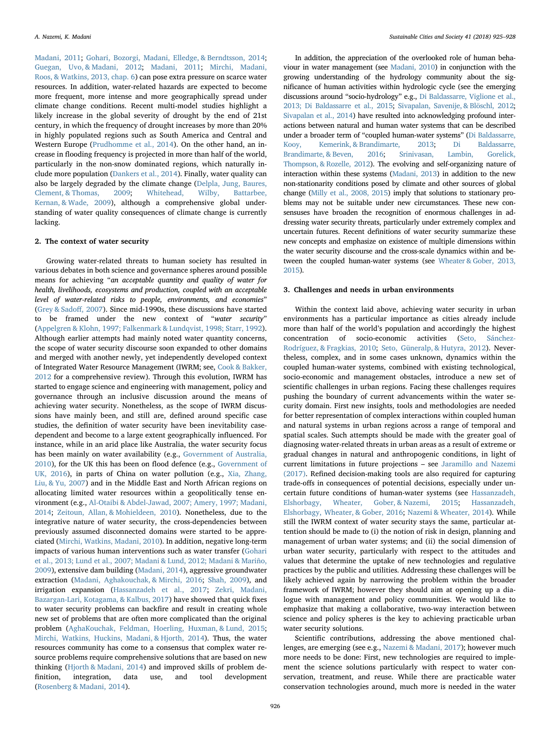Madani, 2011; Gohari, Bozorgi, Madani, Elledge, & Berndtsson, 2014; Guegan, Uvo, & Madani, 2012; Madani, 2011; Mirchi, Madani, Roos, & Watkins, 2013, chap. 6) can pose extra pressure on scarce water resources. In addition, water-related hazards are expected to become more frequent, more intense and more geographically spread under climate change conditions. Recent multi-model studies highlight a likely increase in the global severity of drought by the end of 21st century, in which the frequency of drought increases by more than 20% in highly populated regions such as South America and Central and Western Europe (Prudhomme et al., 2014). On the other hand, an increase in flooding frequency is projected in more than half of the world, particularly in the non-snow dominated regions, which naturally include more population (Dankers et al., 2014). Finally, water quality can also be largely degraded by the climate change (Delpla, Jung, Baures, Clement, & Thomas, 2009; Whitehead, Wilby, Battarbee, Kernan, & Wade, 2009), although a comprehensive global understanding of water quality consequences of climate change is currently lacking.

## 2. The context of water security

Growing water-related threats to human society has resulted in various debates in both science and governance spheres around possible means for achieving "*an acceptable quantity and quality of water for health, livelihoods, ecosystems and production, coupled with an acceptable level of water-related risks to people, environments, and economies*" (Grey & Sadoff, 2007). Since mid-1990s, these discussions have started to be framed under the new context of "*water security*" (Appelgren & Klohn, 1997; Falkenmark & Lundqvist, 1998; Starr, 1992). Although earlier attempts had mainly noted water quantity concerns, the scope of water security discourse soon expanded to other domains and merged with another newly, yet independently developed context of Integrated Water Resource Management (IWRM; see, Cook & Bakker, 2012 for a comprehensive review). Through this evolution, IWRM has started to engage science and engineering with management, policy and governance through an inclusive discussion around the means of achieving water security. Nonetheless, as the scope of IWRM discussions have mainly been, and still are, defined around specific case studies, the definition of water security have been inevitability case-dependent and become to a large extent geographically influenced. For instance, while in an arid place like Australia, the water security focus has been mainly on water availability (e.g., Government of Australia, 2010), for the UK this has been on flood defence (e.g., Government of UK, 2016), in parts of China on water pollution (e.g., Xia, Zhang, Liu, & Yu, 2007) and in the Middle East and North African regions on allocating limited water resources within a geopolitically tense environment (e.g., Al-Otaibi & Abdel-Jawad, 2007; Amery, 1997; Madani, 2014; Zeitoun, Allan, & Mohieldeen, 2010). Nonetheless, due to the integrative nature of water security, the cross-dependencies between previously assumed disconnected domains were started to be appreciated (Mirchi, Watkins, Madani, 2010). In addition, negative long-term impacts of various human interventions such as water transfer (Gohari et al., 2013; Lund et al., 2007; Madani & Lund, 2012; Madani & Mariño, 2009), extensive dam building (Madani, 2014), aggressive groundwater extraction (Madani, Aghakouchak, & Mirchi, 2016; Shah, 2009), and irrigation expansion (Hassanzadeh et al., 2017; Zekri, Madani, Bazargan-Lari, Kotagama, & Kalbus, 2017) have showed that quick fixes to water security problems can backfire and result in creating whole new set of problems that are often more complicated than the original problem (AghaKouchak, Feldman, Hoerling, Huxman, & Lund, 2015; Mirchi, Watkins, Huckins, Madani, & Hjorth, 2014). Thus, the water resources community has come to a consensus that complex water resource problems require comprehensive solutions that are based on new thinking (Hjorth & Madani, 2014) and improved skills of problem definition, integration, data use, and tool development (Rosenberg & Madani, 2014).

In addition, the appreciation of the overlooked role of human behaviour in water management (see Madani, 2010) in conjunction with the growing understanding of the hydrology community about the significance of human activities within hydrologic cycle (see the emerging discussions around "socio-hydrology" e.g., Di Baldassarre, Viglione et al., 2013; Di Baldassarre et al., 2015; Sivapalan, Savenije, & Blöschl, 2012; Sivapalan et al., 2014) have resulted into acknowledging profound interactions between natural and human water systems that can be described under a broader term of "coupled human-water systems" (Di Baldassarre, Kooy, Kemerink, & Brandimarte, 2013; Di Baldassarre, Brandimarte, & Beven, 2016; Srinivasan, Lambin, Gorelick, Thompson, & Rozelle, 2012). The evolving and self-organizing nature of interaction within these systems (Madani, 2013) in addition to the new non-stationarity conditions posed by climate and other sources of global change (Milly et al., 2008, 2015) imply that solutions to stationary problems may not be suitable under new circumstances. These new consensuses have broaden the recognition of enormous challenges in addressing water security threats, particularly under extremely complex and uncertain futures. Recent definitions of water security summarize these new concepts and emphasize on existence of multiple dimensions within the water security discourse and the cross-scale dynamics within and between the coupled human-water systems (see Wheater & Gober, 2013, 2015).

## 3. Challenges and needs in urban environments

Within the context laid above, achieving water security in urban environments has a particular importance as cities already include more than half of the world's population and accordingly the highest concentration of socio-economic activities (Seto, Sánchez-Rodríguez, & Fragkias, 2010; Seto, Güneralp, & Hutyra, 2012). Nevertheless, complex, and in some cases unknown, dynamics within the coupled human-water systems, combined with existing technological, socio-economic and management obstacles, introduce a new set of scientific challenges in urban regions. Facing these challenges requires pushing the boundary of current advancements within the water security domain. First new insights, tools and methodologies are needed for better representation of complex interactions within coupled human and natural systems in urban regions across a range of temporal and spatial scales. Such attempts should be made with the greater goal of diagnosing water-related threats in urban areas as a result of extreme or gradual changes in natural and anthropogenic conditions, in light of current limitations in future projections – see Jaramillo and Nazemi (2017). Refined decision-making tools are also required for capturing trade-offs in consequences of potential decisions, especially under uncertain future conditions of human-water systems (see Hassanzadeh, Elshorbagy, Wheater, Gober, & Nazemi, 2015; Hassanzadeh, Elshorbagy, Wheater, & Gober, 2016; Nazemi & Wheater, 2014). While still the IWRM context of water security stays the same, particular attention should be made to (i) the notion of risk in design, planning and management of urban water systems; and (ii) the social dimension of urban water security, particularly with respect to the attitudes and values that determine the uptake of new technologies and regulative practices by the public and utilities. Addressing these challenges will be likely achieved again by narrowing the problem within the broader framework of IWRM; however they should aim at opening up a dialogue with management and policy communities. We would like to emphasize that making a collaborative, two-way interaction between science and policy spheres is the key to achieving practicable urban water security solutions.

Scientific contributions, addressing the above mentioned challenges, are emerging (see e.g., Nazemi & Madani, 2017); however much more needs to be done: First, new technologies are required to implement the science solutions particularly with respect to water conservation, treatment, and reuse. While there are practicable water conservation technologies around, much more is needed in the water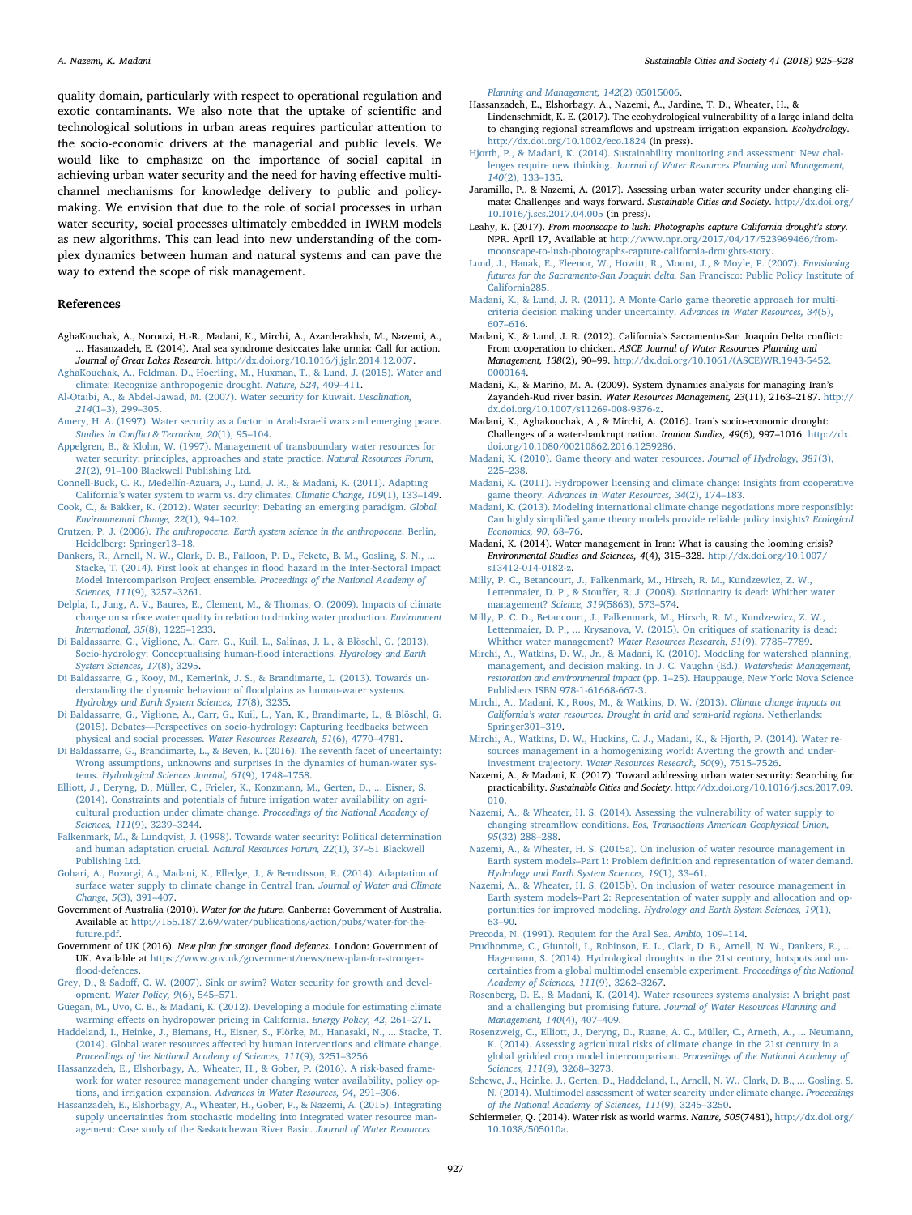quality domain, particularly with respect to operational regulation and exotic contaminants. We also note that the uptake of scientific and technological solutions in urban areas requires particular attention to the socio-economic drivers at the managerial and public levels. We would like to emphasize on the importance of social capital in achieving urban water security and the need for having effective multi-channel mechanisms for knowledge delivery to public and policy-making. We envision that due to the role of social processes in urban water security, social processes ultimately embedded in IWRM models as new algorithms. This can lead into new understanding of the complex dynamics between human and natural systems and can pave the way to extend the scope of risk management.

## References

AghaKouchak, A., Norouzi, H.-R., Madani, K., Mirchi, A., Azarderakhsh, M., Nazemi, A., ... Hasanzadeh, E. (2014). Aral sea syndrome desiccates lake urmia: Call for action. *Journal of Great Lakes Research*. http://dx.doi.org/10.1016/j.jglr.2014.12.007.

AghaKouchak, A., Feldman, D., Hoerling, M., Huxman, T., & Lund, J. (2015). Water and climate: Recognize anthropogenic drought. *Nature, 524*, 409–411.

Al-Otaibi, A., & Abdel-Jawad, M. (2007). Water security for Kuwait. *Desalination, 214*(1–3), 299–305.

Amery, H. A. (1997). Water security as a factor in Arab-Israeli wars and emerging peace. *Studies in Conflict & Terrorism, 20*(1), 95–104.

Appelgren, B., & Klohn, W. (1997). Management of transboundary water resources for water security; principles, approaches and state practice. *Natural Resources Forum, 21*(2), 91–100 Blackwell Publishing Ltd.

Connell-Buck, C. R., Medellín-Azuara, J., Lund, J. R., & Madani, K. (2011). Adapting California's water system to warm vs. dry climates. *Climatic Change, 109*(1), 133–149.

Cook, C., & Bakker, K. (2012). Water security: Debating an emerging paradigm. *Global Environmental Change, 22*(1), 94–102.

Crutzen, P. J. (2006). *The anthropocene. Earth system science in the anthropocene*. Berlin, Heidelberg: Springer13–18.

Dankers, R., Arnell, N. W., Clark, D. B., Falloon, P. D., Fekete, B. M., Gosling, S. N., ... Stacke, T. (2014). First look at changes in flood hazard in the Inter-Sectoral Impact Model Intercomparison Project ensemble. *Proceedings of the National Academy of Sciences, 111*(9), 3257–3261.

Delpla, I., Jung, A. V., Baures, E., Clement, M., & Thomas, O. (2009). Impacts of climate change on surface water quality in relation to drinking water production. *Environment International, 35*(8), 1225–1233.

Di Baldassarre, G., Viglione, A., Carr, G., Kuil, L., Salinas, J. L., & Blöschl, G. (2013). Socio-hydrology: Conceptualising human-flood interactions. *Hydrology and Earth System Sciences, 17*(8), 3295.

Di Baldassarre, G., Kooy, M., Kemerink, J. S., & Brandimarte, L. (2013). Towards understanding the dynamic behaviour of floodplains as human-water systems. *Hydrology and Earth System Sciences, 17*(8), 3235.

Di Baldassarre, G., Viglione, A., Carr, G., Kuil, L., Yan, K., Brandimarte, L., & Blöschl, G. (2015). Debates—Perspectives on socio-hydrology: Capturing feedbacks between physical and social processes. *Water Resources Research, 51*(6), 4770–4781.

Di Baldassarre, G., Brandimarte, L., & Beven, K. (2016). The seventh facet of uncertainty: Wrong assumptions, unknowns and surprises in the dynamics of human-water systems. *Hydrological Sciences Journal, 61*(9), 1748–1758.

Elliott, J., Deryng, D., Müller, C., Frieler, K., Konzmann, M., Gerten, D., ... Eisner, S. (2014). Constraints and potentials of future irrigation water availability on agricultural production under climate change. *Proceedings of the National Academy of Sciences, 111*(9), 3239–3244.

Falkenmark, M., & Lundqvist, J. (1998). Towards water security: Political determination and human adaptation crucial. *Natural Resources Forum, 22*(1), 37–51 Blackwell Publishing Ltd.

Gohari, A., Bozorgi, A., Madani, K., Elledge, J., & Berndtsson, R. (2014). Adaptation of surface water supply to climate change in Central Iran. *Journal of Water and Climate Change, 5*(3), 391–407.

Government of Australia (2010). *Water for the future.* Canberra: Government of Australia. Available at http://155.187.2.69/water/publications/action/pubs/water-for-the-future.pdf.

Government of UK (2016). *New plan for stronger flood defences.* London: Government of UK. Available at https://www.gov.uk/government/news/new-plan-for-stronger-flood-defences.

Grey, D., & Sadoff, C. W. (2007). Sink or swim? Water security for growth and development. *Water Policy, 9*(6), 545–571.

Guegan, M., Uvo, C. B., & Madani, K. (2012). Developing a module for estimating climate warming effects on hydropower pricing in California. *Energy Policy, 42*, 261–271.

Haddeland, I., Heinke, J., Biemans, H., Eisner, S., Flörke, M., Hanasaki, N., ... Stacke, T. (2014). Global water resources affected by human interventions and climate change. *Proceedings of the National Academy of Sciences, 111*(9), 3251–3256.

Hassanzadeh, E., Elshorbagy, A., Wheater, H., & Gober, P. (2016). A risk-based framework for water resource management under changing water availability, policy options, and irrigation expansion. *Advances in Water Resources, 94*, 291–306.

Hassanzadeh, E., Elshorbagy, A., Wheater, H., Gober, P., & Nazemi, A. (2015). Integrating supply uncertainties from stochastic modeling into integrated water resource management: Case study of the Saskatchewan River Basin. *Journal of Water Resources Planning and Management, 142*(2) 05015006.

Hassanzadeh, E., Elshorbagy, A., Nazemi, A., Jardine, T. D., Wheater, H., & Lindenschmidt, K. E. (2017). The ecohydrological vulnerability of a large inland delta to changing regional streamflows and upstream irrigation expansion. *Ecohydrology*. http://dx.doi.org/10.1002/eco.1824 (in press).

Hjorth, P., & Madani, K. (2014). Sustainability monitoring and assessment: New challenges require new thinking. *Journal of Water Resources Planning and Management, 140*(2), 133–135.

Jaramillo, P., & Nazemi, A. (2017). Assessing urban water security under changing climate: Challenges and ways forward. *Sustainable Cities and Society*. http://dx.doi.org/10.1016/j.scs.2017.04.005 (in press).

Leahy, K. (2017). *From moonscape to lush: Photographs capture California drought's story*. NPR. April 17, Available at http://www.npr.org/2017/04/17/523969466/from-moonscape-to-lush-photographs-capture-california-droughts-story.

Lund, J., Hanak, E., Fleenor, W., Howitt, R., Mount, J., & Moyle, P. (2007). *Envisioning futures for the Sacramento-San Joaquin delta*. San Francisco: Public Policy Institute of California285.

Madani, K., & Lund, J. R. (2011). A Monte-Carlo game theoretic approach for multi-criteria decision making under uncertainty. *Advances in Water Resources, 34*(5), 607–616.

Madani, K., & Lund, J. R. (2012). California's Sacramento-San Joaquin Delta conflict: From cooperation to chicken. *ASCE Journal of Water Resources Planning and Management, 138*(2), 90–99. http://dx.doi.org/10.1061/(ASCE)WR.1943-5452.0000164.

Madani, K., & Mariño, M. A. (2009). System dynamics analysis for managing Iran's Zayandeh-Rud river basin. *Water Resources Management, 23*(11), 2163–2187. http://dx.doi.org/10.1007/s11269-008-9376-z.

Madani, K., Aghakouchak, A., & Mirchi, A. (2016). Iran's socio-economic drought: Challenges of a water-bankrupt nation. *Iranian Studies, 49*(6), 997–1016. http://dx.doi.org/10.1080/00210862.2016.1259286.

Madani, K. (2010). Game theory and water resources. *Journal of Hydrology, 381*(3), 225–238.

Madani, K. (2011). Hydropower licensing and climate change: Insights from cooperative game theory. *Advances in Water Resources, 34*(2), 174–183.

Madani, K. (2013). Modeling international climate change negotiations more responsibly: Can highly simplified game theory models provide reliable policy insights? *Ecological Economics, 90*, 68–76.

Madani, K. (2014). Water management in Iran: What is causing the looming crisis? *Environmental Studies and Sciences, 4*(4), 315–328. http://dx.doi.org/10.1007/s13412-014-0182-z.

Milly, P. C., Betancourt, J., Falkenmark, M., Hirsch, R. M., Kundzewicz, Z. W., Lettenmaier, D. P., & Stouffer, R. J. (2008). Stationarity is dead: Whither water management? *Science, 319*(5863), 573–574.

Milly, P. C. D., Betancourt, J., Falkenmark, M., Hirsch, R. M., Kundzewicz, Z. W., Lettenmaier, D. P., ... Krysanova, V. (2015). On critiques of stationarity is dead: Whither water management? *Water Resources Research, 51*(9), 7785–7789.

Mirchi, A., Watkins, D. W., Jr., & Madani, K. (2010). Modeling for watershed planning, management, and decision making. In J. C. Vaughn (Ed.). *Watersheds: Management, restoration and environmental impact* (pp. 1–25). Hauppauge, New York: Nova Science Publishers ISBN 978-1-61668-667-3.

Mirchi, A., Madani, K., Roos, M., & Watkins, D. W. (2013). *Climate change impacts on California's water resources. Drought in arid and semi-arid regions*. Netherlands: Springer301–319.

Mirchi, A., Watkins, D. W., Huckins, C. J., Madani, K., & Hjorth, P. (2014). Water resources management in a homogenizing world: Averting the growth and underinvestment trajectory. *Water Resources Research, 50*(9), 7515–7526.

Nazemi, A., & Madani, K. (2017). Toward addressing urban water security: Searching for practicability. *Sustainable Cities and Society*. http://dx.doi.org/10.1016/j.scs.2017.09.010.

Nazemi, A., & Wheater, H. S. (2014). Assessing the vulnerability of water supply to changing streamflow conditions. *Eos, Transactions American Geophysical Union, 95*(32) 288–288.

Nazemi, A., & Wheater, H. S. (2015a). On inclusion of water resource management in Earth system models–Part 1: Problem definition and representation of water demand. *Hydrology and Earth System Sciences, 19*(1), 33–61.

Nazemi, A., & Wheater, H. S. (2015b). On inclusion of water resource management in Earth system models–Part 2: Representation of water supply and allocation and opportunities for improved modeling. *Hydrology and Earth System Sciences, 19*(1), 63–90.

Precoda, N. (1991). Requiem for the Aral Sea. *Ambio*, 109–114.

Prudhomme, C., Giuntoli, I., Robinson, E. L., Clark, D. B., Arnell, N. W., Dankers, R., ... Hagemann, S. (2014). Hydrological droughts in the 21st century, hotspots and uncertainties from a global multimodel ensemble experiment. *Proceedings of the National Academy of Sciences, 111*(9), 3262–3267.

Rosenberg, D. E., & Madani, K. (2014). Water resources systems analysis: A bright past and a challenging but promising future. *Journal of Water Resources Planning and Management, 140*(4), 407–409.

Rosenzweig, C., Elliott, J., Deryng, D., Ruane, A. C., Müller, C., Arneth, A., ... Neumann, K. (2014). Assessing agricultural risks of climate change in the 21st century in a global gridded crop model intercomparison. *Proceedings of the National Academy of Sciences, 111*(9), 3268–3273.

Schewe, J., Heinke, J., Gerten, D., Haddeland, I., Arnell, N. W., Clark, D. B., ... Gosling, S. N. (2014). Multimodel assessment of water scarcity under climate change. *Proceedings of the National Academy of Sciences, 111*(9), 3245–3250.

Schiermeier, Q. (2014). Water risk as world warms. *Nature, 505*(7481), http://dx.doi.org/10.1038/505010a.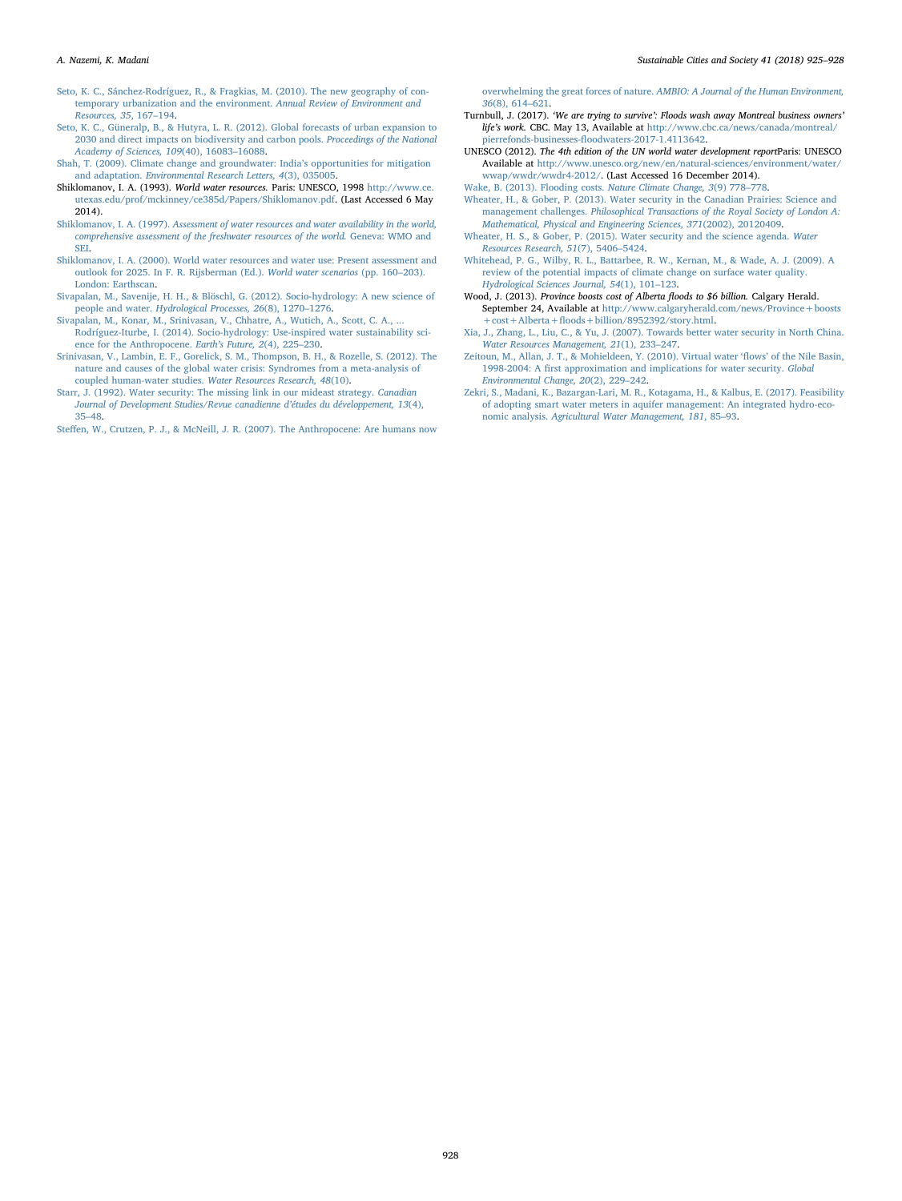Seto, K. C., Sánchez-Rodríguez, R., & Fragkias, M. (2010). The new geography of contemporary urbanization and the environment. *Annual Review of Environment and Resources, 35*, 167–194.

Seto, K. C., Güneralp, B., & Hutyra, L. R. (2012). Global forecasts of urban expansion to 2030 and direct impacts on biodiversity and carbon pools. *Proceedings of the National Academy of Sciences, 109*(40), 16083–16088.

Shah, T. (2009). Climate change and groundwater: India's opportunities for mitigation and adaptation. *Environmental Research Letters, 4*(3), 035005.

Shiklomanov, I. A. (1993). *World water resources.* Paris: UNESCO, 1998 http://www.ce.utexas.edu/prof/mckinney/ce385d/Papers/Shiklomanov.pdf. (Last Accessed 6 May 2014).

Shiklomanov, I. A. (1997). *Assessment of water resources and water availability in the world, comprehensive assessment of the freshwater resources of the world.* Geneva: WMO and SEI.

Shiklomanov, I. A. (2000). World water resources and water use: Present assessment and outlook for 2025. In F. R. Rijsberman (Ed.). *World water scenarios* (pp. 160–203). London: Earthscan.

Sivapalan, M., Savenije, H. H., & Blöschl, G. (2012). Socio-hydrology: A new science of people and water. *Hydrological Processes, 26*(8), 1270–1276.

Sivapalan, M., Konar, M., Srinivasan, V., Chhatre, A., Wutich, A., Scott, C. A., ... Rodríguez-Iturbe, I. (2014). Socio-hydrology: Use-inspired water sustainability science for the Anthropocene. *Earth's Future, 2*(4), 225–230.

Srinivasan, V., Lambin, E. F., Gorelick, S. M., Thompson, B. H., & Rozelle, S. (2012). The nature and causes of the global water crisis: Syndromes from a meta-analysis of coupled human-water studies. *Water Resources Research, 48*(10).

Starr, J. (1992). Water security: The missing link in our mideast strategy. *Canadian Journal of Development Studies/Revue canadienne d'études du développement, 13*(4), 35–48.

Steffen, W., Crutzen, P. J., & McNeill, J. R. (2007). The Anthropocene: Are humans now overwhelming the great forces of nature. *AMBIO: A Journal of the Human Environment, 36*(8), 614–621.

Turnbull, J. (2017). *'We are trying to survive': Floods wash away Montreal business owners' life's work.* CBC. May 13, Available at http://www.cbc.ca/news/canada/montreal/pierrefonds-businesses-floodwaters-2017-1.4113642.

UNESCO (2012). *The 4th edition of the UN world water development report*Paris: UNESCO Available at http://www.unesco.org/new/en/natural-sciences/environment/water/wwap/wwdr/wwdr4-2012/. (Last Accessed 16 December 2014).

Wake, B. (2013). Flooding costs. *Nature Climate Change, 3*(9) 778–778.

Wheater, H., & Gober, P. (2013). Water security in the Canadian Prairies: Science and management challenges. *Philosophical Transactions of the Royal Society of London A: Mathematical, Physical and Engineering Sciences, 371*(2002), 20120409.

Wheater, H. S., & Gober, P. (2015). Water security and the science agenda. *Water Resources Research, 51*(7), 5406–5424.

Whitehead, P. G., Wilby, R. L., Battarbee, R. W., Kernan, M., & Wade, A. J. (2009). A review of the potential impacts of climate change on surface water quality. *Hydrological Sciences Journal, 54*(1), 101–123.

Wood, J. (2013). *Province boosts cost of Alberta floods to $6 billion.* Calgary Herald. September 24, Available at http://www.calgaryherald.com/news/Province+boosts+cost+Alberta+floods+billion/8952392/story.html.

Xia, J., Zhang, L., Liu, C., & Yu, J. (2007). Towards better water security in North China. *Water Resources Management, 21*(1), 233–247.

Zeitoun, M., Allan, J. T., & Mohieldeen, Y. (2010). Virtual water 'flows' of the Nile Basin, 1998-2004: A first approximation and implications for water security. *Global Environmental Change, 20*(2), 229–242.

Zekri, S., Madani, K., Bazargan-Lari, M. R., Kotagama, H., & Kalbus, E. (2017). Feasibility of adopting smart water meters in aquifer management: An integrated hydro-economic analysis. *Agricultural Water Management, 181*, 85–93.